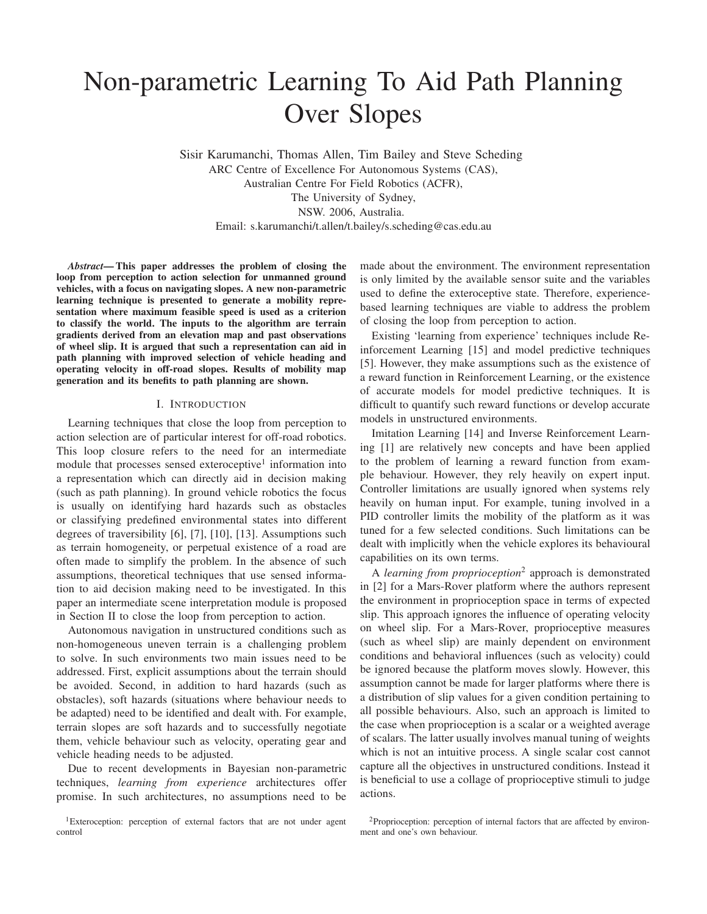# Non-parametric Learning To Aid Path Planning Over Slopes

Sisir Karumanchi, Thomas Allen, Tim Bailey and Steve Scheding
ARC Centre of Excellence For Autonomous Systems (CAS),
Australian Centre For Field Robotics (ACFR),
The University of Sydney,
NSW. 2006, Australia.
Email: s.karumanchi/t.allen/t.bailey/s.scheding@cas.edu.au

***Abstract*— This paper addresses the problem of closing the loop from perception to action selection for unmanned ground vehicles, with a focus on navigating slopes. A new non-parametric learning technique is presented to generate a mobility representation where maximum feasible speed is used as a criterion to classify the world. The inputs to the algorithm are terrain gradients derived from an elevation map and past observations of wheel slip. It is argued that such a representation can aid in path planning with improved selection of vehicle heading and operating velocity in off-road slopes. Results of mobility map generation and its benefits to path planning are shown.**

## I. Introduction

Learning techniques that close the loop from perception to action selection are of particular interest for off-road robotics. This loop closure refers to the need for an intermediate module that processes sensed exteroceptive[1] information into a representation which can directly aid in decision making (such as path planning). In ground vehicle robotics the focus is usually on identifying hard hazards such as obstacles or classifying predefined environmental states into different degrees of traversibility [6], [7], [10], [13]. Assumptions such as terrain homogeneity, or perpetual existence of a road are often made to simplify the problem. In the absence of such assumptions, theoretical techniques that use sensed information to aid decision making need to be investigated. In this paper an intermediate scene interpretation module is proposed in Section II to close the loop from perception to action.

Autonomous navigation in unstructured conditions such as non-homogeneous uneven terrain is a challenging problem to solve. In such environments two main issues need to be addressed. First, explicit assumptions about the terrain should be avoided. Second, in addition to hard hazards (such as obstacles), soft hazards (situations where behaviour needs to be adapted) need to be identified and dealt with. For example, terrain slopes are soft hazards and to successfully negotiate them, vehicle behaviour such as velocity, operating gear and vehicle heading needs to be adjusted.

Due to recent developments in Bayesian non-parametric techniques, *learning from experience* architectures offer promise. In such architectures, no assumptions need to be made about the environment. The environment representation is only limited by the available sensor suite and the variables used to define the exteroceptive state. Therefore, experience-based learning techniques are viable to address the problem of closing the loop from perception to action.

Existing 'learning from experience' techniques include Reinforcement Learning [15] and model predictive techniques [5]. However, they make assumptions such as the existence of a reward function in Reinforcement Learning, or the existence of accurate models for model predictive techniques. It is difficult to quantify such reward functions or develop accurate models in unstructured environments.

Imitation Learning [14] and Inverse Reinforcement Learning [1] are relatively new concepts and have been applied to the problem of learning a reward function from example behaviour. However, they rely heavily on expert input. Controller limitations are usually ignored when systems rely heavily on human input. For example, tuning involved in a PID controller limits the mobility of the platform as it was tuned for a few selected conditions. Such limitations can be dealt with implicitly when the vehicle explores its behavioural capabilities on its own terms.

A *learning from proprioception*[2] approach is demonstrated in [2] for a Mars-Rover platform where the authors represent the environment in proprioception space in terms of expected slip. This approach ignores the influence of operating velocity on wheel slip. For a Mars-Rover, proprioceptive measures (such as wheel slip) are mainly dependent on environment conditions and behavioral influences (such as velocity) could be ignored because the platform moves slowly. However, this assumption cannot be made for larger platforms where there is a distribution of slip values for a given condition pertaining to all possible behaviours. Also, such an approach is limited to the case when proprioception is a scalar or a weighted average of scalars. The latter usually involves manual tuning of weights which is not an intuitive process. A single scalar cost cannot capture all the objectives in unstructured conditions. Instead it is beneficial to use a collage of proprioceptive stimuli to judge actions.

[1]Exteroception: perception of external factors that are not under agent control

[2]Proprioception: perception of internal factors that are affected by environment and one's own behaviour.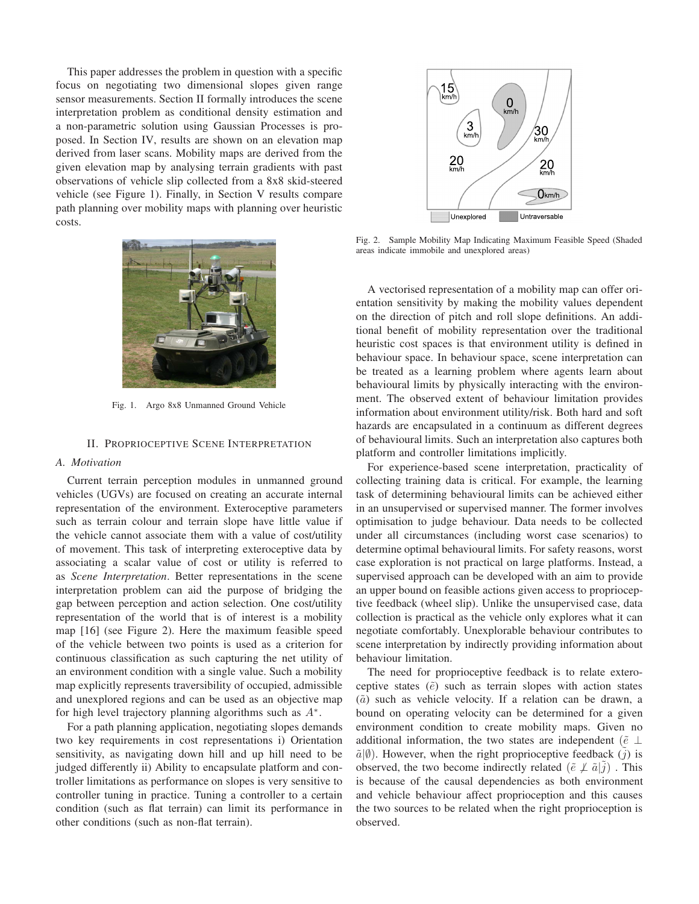This paper addresses the problem in question with a specific focus on negotiating two dimensional slopes given range sensor measurements. Section II formally introduces the scene interpretation problem as conditional density estimation and a non-parametric solution using Gaussian Processes is proposed. In Section IV, results are shown on an elevation map derived from laser scans. Mobility maps are derived from the given elevation map by analysing terrain gradients with past observations of vehicle slip collected from a 8x8 skid-steered vehicle (see Figure 1). Finally, in Section V results compare path planning over mobility maps with planning over heuristic costs.

Fig. 1. Argo 8x8 Unmanned Ground Vehicle

## II. Proprioceptive Scene Interpretation

### A. Motivation

Current terrain perception modules in unmanned ground vehicles (UGVs) are focused on creating an accurate internal representation of the environment. Exteroceptive parameters such as terrain colour and terrain slope have little value if the vehicle cannot associate them with a value of cost/utility of movement. This task of interpreting exteroceptive data by associating a scalar value of cost or utility is referred to as *Scene Interpretation*. Better representations in the scene interpretation problem can aid the purpose of bridging the gap between perception and action selection. One cost/utility representation of the world that is of interest is a mobility map [16] (see Figure 2). Here the maximum feasible speed of the vehicle between two points is used as a criterion for continuous classification as such capturing the net utility of an environment condition with a single value. Such a mobility map explicitly represents traversibility of occupied, admissible and unexplored regions and can be used as an objective map for high level trajectory planning algorithms such as $A^*$.

For a path planning application, negotiating slopes demands two key requirements in cost representations i) Orientation sensitivity, as navigating down hill and up hill need to be judged differently ii) Ability to encapsulate platform and controller limitations as performance on slopes is very sensitive to controller tuning in practice. Tuning a controller to a certain condition (such as flat terrain) can limit its performance in other conditions (such as non-flat terrain).

15 km/h
0 km/h
3 km/h
30 km/h
20 km/h
20 km/h
0 km/h
Unexplored
Untraversable

Fig. 2. Sample Mobility Map Indicating Maximum Feasible Speed (Shaded areas indicate immobile and unexplored areas)

A vectorised representation of a mobility map can offer orientation sensitivity by making the mobility values dependent on the direction of pitch and roll slope definitions. An additional benefit of mobility representation over the traditional heuristic cost spaces is that environment utility is defined in behaviour space. In behaviour space, scene interpretation can be treated as a learning problem where agents learn about behavioural limits by physically interacting with the environment. The observed extent of behaviour limitation provides information about environment utility/risk. Both hard and soft hazards are encapsulated in a continuum as different degrees of behavioural limits. Such an interpretation also captures both platform and controller limitations implicitly.

For experience-based scene interpretation, practicality of collecting training data is critical. For example, the learning task of determining behavioural limits can be achieved either in an unsupervised or supervised manner. The former involves optimisation to judge behaviour. Data needs to be collected under all circumstances (including worst case scenarios) to determine optimal behavioural limits. For safety reasons, worst case exploration is not practical on large platforms. Instead, a supervised approach can be developed with an aim to provide an upper bound on feasible actions given access to proprioceptive feedback (wheel slip). Unlike the unsupervised case, data collection is practical as the vehicle only explores what it can negotiate comfortably. Unexplorable behaviour contributes to scene interpretation by indirectly providing information about behaviour limitation.

The need for proprioceptive feedback is to relate exteroceptive states ($\tilde{e}$) such as terrain slopes with action states ($\tilde{a}$) such as vehicle velocity. If a relation can be drawn, a bound on operating velocity can be determined for a given environment condition to create mobility maps. Given no additional information, the two states are independent ($\tilde{e} \perp \tilde{a}|\emptyset$). However, when the right proprioceptive feedback ($\tilde{j}$) is observed, the two become indirectly related ($\tilde{e} \not\perp \tilde{a}|\tilde{j}$) . This is because of the causal dependencies as both environment and vehicle behaviour affect proprioception and this causes the two sources to be related when the right proprioception is observed.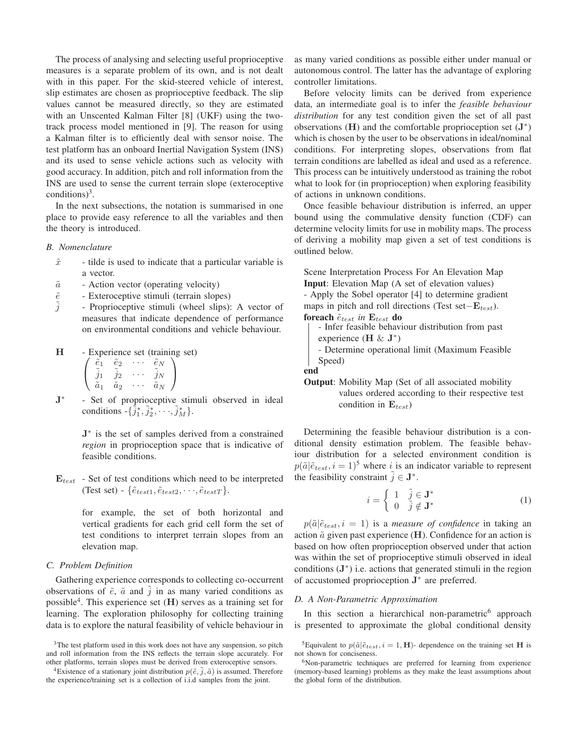The process of analysing and selecting useful proprioceptive measures is a separate problem of its own, and is not dealt with in this paper. For the skid-steered vehicle of interest, slip estimates are chosen as proprioceptive feedback. The slip values cannot be measured directly, so they are estimated with an Unscented Kalman Filter [8] (UKF) using the two-track process model mentioned in [9]. The reason for using a Kalman filter is to efficiently deal with sensor noise. The test platform has an onboard Inertial Navigation System (INS) and its used to sense vehicle actions such as velocity with good accuracy. In addition, pitch and roll information from the INS are used to sense the current terrain slope (exteroceptive conditions)[3].

In the next subsections, the notation is summarised in one place to provide easy reference to all the variables and then the theory is introduced.

### B. Nomenclature

- $\tilde{x}$ - tilde is used to indicate that a particular variable is a vector.
- $\tilde{a}$ - Action vector (operating velocity)
- $\tilde{e}$ - Exteroceptive stimuli (terrain slopes)
- $\tilde{j}$ - Proprioceptive stimuli (wheel slips): A vector of measures that indicate dependence of performance on environmental conditions and vehicle behaviour.

- $\mathbf{H}$ - Experience set (training set)

$$\begin{pmatrix} \tilde{e}_1 & \tilde{e}_2 & \cdots & \tilde{e}_N \\ \tilde{j}_1 & \tilde{j}_2 & \cdots & \tilde{j}_N \\ \tilde{a}_1 & \tilde{a}_2 & \cdots & \tilde{a}_N \end{pmatrix}$$

- $\mathbf{J}^*$ - Set of proprioceptive stimuli observed in ideal conditions - $\{\tilde{j}_1^*, \tilde{j}_2^*, \cdots, \tilde{j}_M^*\}$.

  $\mathbf{J}^*$ is the set of samples derived from a constrained *region* in proprioception space that is indicative of feasible conditions.

- $\mathbf{E}_{test}$ - Set of test conditions which need to be interpreted (Test set) - $\{\tilde{e}_{test1}, \tilde{e}_{test2}, \cdots, \tilde{e}_{testT}\}$.

  for example, the set of both horizontal and vertical gradients for each grid cell form the set of test conditions to interpret terrain slopes from an elevation map.

### C. Problem Definition

Gathering experience corresponds to collecting co-occurrent observations of $\tilde{e}$, $\tilde{a}$ and $\tilde{j}$ in as many varied conditions as possible[4]. This experience set ($\mathbf{H}$) serves as a training set for learning. The exploration philosophy for collecting training data is to explore the natural feasibility of vehicle behaviour in as many varied conditions as possible either under manual or autonomous control. The latter has the advantage of exploring controller limitations.

Before velocity limits can be derived from experience data, an intermediate goal is to infer the *feasible behaviour distribution* for any test condition given the set of all past observations ($\mathbf{H}$) and the comfortable proprioception set ($\mathbf{J}^*$) which is chosen by the user to be observations in ideal/nominal conditions. For interpreting slopes, observations from flat terrain conditions are labelled as ideal and used as a reference. This process can be intuitively understood as training the robot what to look for (in proprioception) when exploring feasibility of actions in unknown conditions.

Once feasible behaviour distribution is inferred, an upper bound using the commulative density function (CDF) can determine velocity limits for use in mobility maps. The process of deriving a mobility map given a set of test conditions is outlined below.

```
Scene Interpretation Process For An Elevation Map
Input: Elevation Map (A set of elevation values)
- Apply the Sobel operator [4] to determine gradient
  maps in pitch and roll directions (Test set−E_test).
foreach ẽ_test in E_test do
    - Infer feasible behaviour distribution from past
      experience (H & J*)
    - Determine operational limit (Maximum Feasible
      Speed)
end
Output: Mobility Map (Set of all associated mobility
        values ordered according to their respective test
        condition in E_test)
```

Determining the feasible behaviour distribution is a conditional density estimation problem. The feasible behaviour distribution for a selected environment condition is $p(\tilde{a}|\tilde{e}_{test}, i = 1)$[5] where $i$ is an indicator variable to represent the feasibility constraint $\tilde{j} \in \mathbf{J}^*$.

$$i = \begin{cases} 1 & \tilde{j} \in \mathbf{J}^* \\ 0 & \tilde{j} \notin \mathbf{J}^* \end{cases} \tag{1}$$

$p(\tilde{a}|\tilde{e}_{test}, i = 1)$ is a *measure of confidence* in taking an action $\tilde{a}$ given past experience ($\mathbf{H}$). Confidence for an action is based on how often proprioception observed under that action was within the set of proprioceptive stimuli observed in ideal conditions ($\mathbf{J}^*$) i.e. actions that generated stimuli in the region of accustomed proprioception $\mathbf{J}^*$ are preferred.

### D. A Non-Parametric Approximation

In this section a hierarchical non-parametric[6] approach is presented to approximate the global conditional density

[3]The test platform used in this work does not have any suspension, so pitch and roll information from the INS reflects the terrain slope accurately. For other platforms, terrain slopes must be derived from exteroceptive sensors.

[4]Existence of a stationary joint distribution $p(\tilde{e}, \tilde{j}, \tilde{a})$ is assumed. Therefore the experience/training set is a collection of i.i.d samples from the joint.

[5]Equivalent to $p(\tilde{a}|\tilde{e}_{test}, i = 1, \mathbf{H})$- dependence on the training set $\mathbf{H}$ is not shown for conciseness.

[6]Non-parametric techniques are preferred for learning from experience (memory-based learning) problems as they make the least assumptions about the global form of the distribution.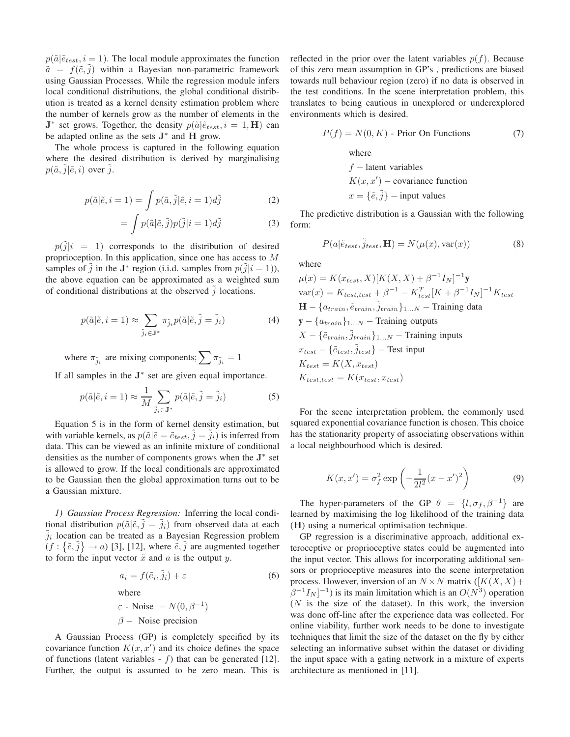$p(\tilde{a}|\tilde{e}_{test}, i = 1)$. The local module approximates the function $\tilde{a} = f(\tilde{e}, \tilde{j})$ within a Bayesian non-parametric framework using Gaussian Processes. While the regression module infers local conditional distributions, the global conditional distribution is treated as a kernel density estimation problem where the number of kernels grow as the number of elements in the $\mathbf{J}^*$ set grows. Together, the density $p(\tilde{a}|\tilde{e}_{test}, i = 1, \mathbf{H})$ can be adapted online as the sets $\mathbf{J}^*$ and $\mathbf{H}$ grow.

The whole process is captured in the following equation where the desired distribution is derived by marginalising $p(\tilde{a}, \tilde{j}|\tilde{e}, i)$ over $\tilde{j}$.

$$p(\tilde{a}|\tilde{e}, i = 1) = \int p(\tilde{a}, \tilde{j}|\tilde{e}, i = 1)d\tilde{j} \tag{2}$$

$$= \int p(\tilde{a}|\tilde{e}, \tilde{j})p(\tilde{j}|i = 1)d\tilde{j} \tag{3}$$

$p(\tilde{j}|i = 1)$ corresponds to the distribution of desired proprioception. In this application, since one has access to $M$ samples of $\tilde{j}$ in the $\mathbf{J}^*$ region (i.i.d. samples from $p(\tilde{j}|i = 1)$), the above equation can be approximated as a weighted sum of conditional distributions at the observed $\tilde{j}$ locations.

$$p(\tilde{a}|\tilde{e}, i = 1) \approx \sum_{\tilde{j}_i \in \mathbf{J}^*} \pi_{\tilde{j}_i} p(\tilde{a}|\tilde{e}, \tilde{j} = \tilde{j}_i) \tag{4}$$

where $\pi_{\tilde{j}_i}$ are mixing components; $\sum \pi_{\tilde{j}_i} = 1$

If all samples in the $\mathbf{J}^*$ set are given equal importance.

$$p(\tilde{a}|\tilde{e}, i = 1) \approx \frac{1}{M} \sum_{\tilde{j}_i \in \mathbf{J}^*} p(\tilde{a}|\tilde{e}, \tilde{j} = \tilde{j}_i) \tag{5}$$

Equation 5 is in the form of kernel density estimation, but with variable kernels, as $p(\tilde{a}|\tilde{e} = \tilde{e}_{test}, \tilde{j} = \tilde{j}_i)$ is inferred from data. This can be viewed as an infinite mixture of conditional densities as the number of components grows when the $\mathbf{J}^*$ set is allowed to grow. If the local conditionals are approximated to be Gaussian then the global approximation turns out to be a Gaussian mixture.

*1) Gaussian Process Regression:* Inferring the local conditional distribution $p(\tilde{a}|\tilde{e}, \tilde{j} = \tilde{j}_i)$ from observed data at each $\tilde{j}_i$ location can be treated as a Bayesian Regression problem $(f : \{\tilde{e}, \tilde{j}\} \rightarrow a)$ [3], [12], where $\tilde{e}, \tilde{j}$ are augmented together to form the input vector $\tilde{x}$ and $a$ is the output $y$.

$$a_i = f(\tilde{e}_i, \tilde{j}_i) + \varepsilon \tag{6}$$

where

$\varepsilon$ - Noise $- N(0, \beta^{-1})$

$\beta -$ Noise precision

A Gaussian Process (GP) is completely specified by its covariance function $K(x, x')$ and its choice defines the space of functions (latent variables - $f$) that can be generated [12]. Further, the output is assumed to be zero mean. This is reflected in the prior over the latent variables $p(f)$. Because of this zero mean assumption in GP's , predictions are biased towards null behaviour region (zero) if no data is observed in the test conditions. In the scene interpretation problem, this translates to being cautious in unexplored or underexplored environments which is desired.

$$P(f) = N(0, K) \text{ - Prior On Functions} \tag{7}$$

where

$f -$ latent variables

$K(x, x') -$ covariance function

$x = \{\tilde{e}, \tilde{j}\} -$ input values

The predictive distribution is a Gaussian with the following form:

$$P(a|\tilde{e}_{test}, \tilde{j}_{test}, \mathbf{H}) = N(\mu(x), \text{var}(x)) \tag{8}$$

where

$\mu(x) = K(x_{test}, X)[K(X, X) + \beta^{-1}I_N]^{-1}\mathbf{y}$

$\text{var}(x) = K_{test,test} + \beta^{-1} - K_{test}^T[K + \beta^{-1}I_N]^{-1}K_{test}$

$\mathbf{H} - \{a_{train}, \tilde{e}_{train}, \tilde{j}_{train}\}_{1\ldots N} -$ Training data

$\mathbf{y} - \{a_{train}\}_{1\ldots N} -$ Training outputs

$X - \{\tilde{e}_{train}, \tilde{j}_{train}\}_{1\ldots N} -$ Training inputs

$x_{test} - \{\tilde{e}_{test}, \tilde{j}_{test}\} -$ Test input

$K_{test} = K(X, x_{test})$

$K_{test,test} = K(x_{test}, x_{test})$

For the scene interpretation problem, the commonly used squared exponential covariance function is chosen. This choice has the stationarity property of associating observations within a local neighbourhood which is desired.

$$K(x, x') = \sigma_f^2 \exp\left(-\frac{1}{2l^2}(x - x')^2\right) \tag{9}$$

The hyper-parameters of the GP $\theta = \{l, \sigma_f, \beta^{-1}\}$ are learned by maximising the log likelihood of the training data ($\mathbf{H}$) using a numerical optimisation technique.

GP regression is a discriminative approach, additional exteroceptive or proprioceptive states could be augmented into the input vector. This allows for incorporating additional sensors or proprioceptive measures into the scene interpretation process. However, inversion of an $N \times N$ matrix ($[K(X, X) + \beta^{-1}I_N]^{-1}$) is its main limitation which is an $O(N^3)$ operation ($N$ is the size of the dataset). In this work, the inversion was done off-line after the experience data was collected. For online viability, further work needs to be done to investigate techniques that limit the size of the dataset on the fly by either selecting an informative subset within the dataset or dividing the input space with a gating network in a mixture of experts architecture as mentioned in [11].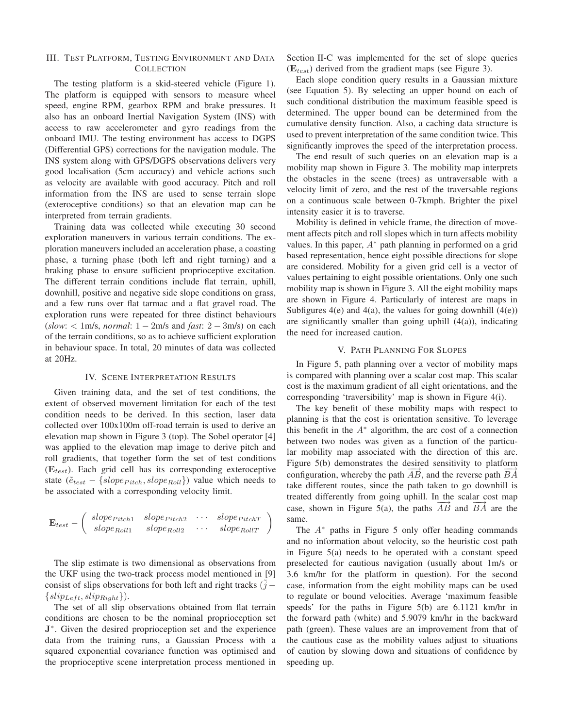## III. Test Platform, Testing Environment and Data Collection

The testing platform is a skid-steered vehicle (Figure 1). The platform is equipped with sensors to measure wheel speed, engine RPM, gearbox RPM and brake pressures. It also has an onboard Inertial Navigation System (INS) with access to raw accelerometer and gyro readings from the onboard IMU. The testing environment has access to DGPS (Differential GPS) corrections for the navigation module. The INS system along with GPS/DGPS observations delivers very good localisation (5cm accuracy) and vehicle actions such as velocity are available with good accuracy. Pitch and roll information from the INS are used to sense terrain slope (exteroceptive conditions) so that an elevation map can be interpreted from terrain gradients.

Training data was collected while executing 30 second exploration maneuvers in various terrain conditions. The exploration maneuvers included an acceleration phase, a coasting phase, a turning phase (both left and right turning) and a braking phase to ensure sufficient proprioceptive excitation. The different terrain conditions include flat terrain, uphill, downhill, positive and negative side slope conditions on grass, and a few runs over flat tarmac and a flat gravel road. The exploration runs were repeated for three distinct behaviours (*slow*: $< 1$m/s, *normal*: $1-2$m/s and *fast*: $2-3$m/s) on each of the terrain conditions, so as to achieve sufficient exploration in behaviour space. In total, 20 minutes of data was collected at 20Hz.

## IV. Scene Interpretation Results

Given training data, and the set of test conditions, the extent of observed movement limitation for each of the test condition needs to be derived. In this section, laser data collected over 100x100m off-road terrain is used to derive an elevation map shown in Figure 3 (top). The Sobel operator [4] was applied to the elevation map image to derive pitch and roll gradients, that together form the set of test conditions ($\mathbf{E}_{test}$). Each grid cell has its corresponding exteroceptive state ($\tilde{e}_{test} - \{slope_{Pitch}, slope_{Roll}\}$) value which needs to be associated with a corresponding velocity limit.

$$\mathbf{E}_{test} - \begin{pmatrix} slope_{Pitch1} & slope_{Pitch2} & \cdots & slope_{PitchT} \\ slope_{Roll1} & slope_{Roll2} & \cdots & slope_{RollT} \end{pmatrix}$$

The slip estimate is two dimensional as observations from the UKF using the two-track process model mentioned in [9] consist of slips observations for both left and right tracks ($\tilde{j} - \{slip_{Left}, slip_{Right}\}$).

The set of all slip observations obtained from flat terrain conditions are chosen to be the nominal proprioception set $\mathbf{J}^*$. Given the desired proprioception set and the experience data from the training runs, a Gaussian Process with a squared exponential covariance function was optimised and the proprioceptive scene interpretation process mentioned in Section II-C was implemented for the set of slope queries ($\mathbf{E}_{test}$) derived from the gradient maps (see Figure 3).

Each slope condition query results in a Gaussian mixture (see Equation 5). By selecting an upper bound on each of such conditional distribution the maximum feasible speed is determined. The upper bound can be determined from the cumulative density function. Also, a caching data structure is used to prevent interpretation of the same condition twice. This significantly improves the speed of the interpretation process.

The end result of such queries on an elevation map is a mobility map shown in Figure 3. The mobility map interprets the obstacles in the scene (trees) as untraversable with a velocity limit of zero, and the rest of the traversable regions on a continuous scale between 0-7kmph. Brighter the pixel intensity easier it is to traverse.

Mobility is defined in vehicle frame, the direction of movement affects pitch and roll slopes which in turn affects mobility values. In this paper, $A^*$ path planning in performed on a grid based representation, hence eight possible directions for slope are considered. Mobility for a given grid cell is a vector of values pertaining to eight possible orientations. Only one such mobility map is shown in Figure 3. All the eight mobility maps are shown in Figure 4. Particularly of interest are maps in Subfigures 4(e) and 4(a), the values for going downhill (4(e)) are significantly smaller than going uphill (4(a)), indicating the need for increased caution.

## V. Path Planning For Slopes

In Figure 5, path planning over a vector of mobility maps is compared with planning over a scalar cost map. This scalar cost is the maximum gradient of all eight orientations, and the corresponding 'traversibility' map is shown in Figure 4(i).

The key benefit of these mobility maps with respect to planning is that the cost is orientation sensitive. To leverage this benefit in the $A^*$ algorithm, the arc cost of a connection between two nodes was given as a function of the particular mobility map associated with the direction of this arc. Figure 5(b) demonstrates the desired sensitivity to platform configuration, whereby the path $\overrightarrow{AB}$, and the reverse path $\overrightarrow{BA}$ take different routes, since the path taken to go downhill is treated differently from going uphill. In the scalar cost map case, shown in Figure 5(a), the paths $\overrightarrow{AB}$ and $\overrightarrow{BA}$ are the same.

The $A^*$ paths in Figure 5 only offer heading commands and no information about velocity, so the heuristic cost path in Figure 5(a) needs to be operated with a constant speed preselected for cautious navigation (usually about 1m/s or 3.6 km/hr for the platform in question). For the second case, information from the eight mobility maps can be used to regulate or bound velocities. Average 'maximum feasible speeds' for the paths in Figure 5(b) are 6.1121 km/hr in the forward path (white) and 5.9079 km/hr in the backward path (green). These values are an improvement from that of the cautious case as the mobility values adjust to situations of caution by slowing down and situations of confidence by speeding up.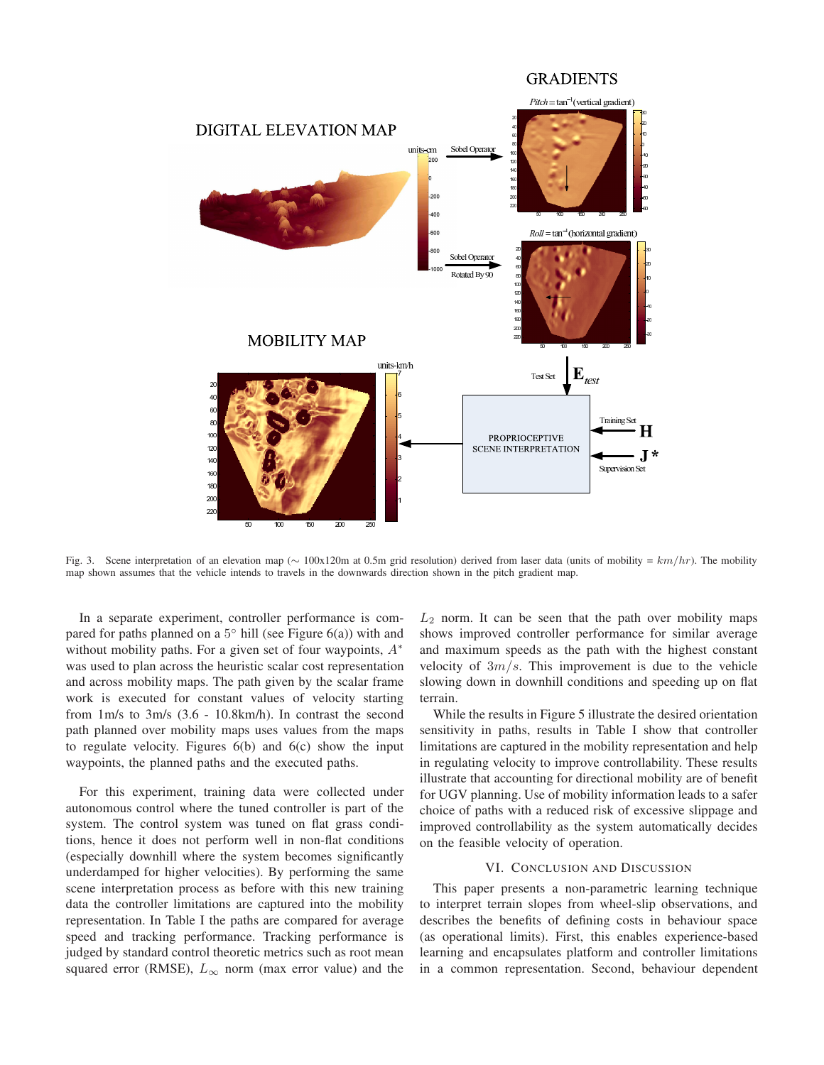Fig. 3. Scene interpretation of an elevation map ($\sim$ 100x120m at 0.5m grid resolution) derived from laser data (units of mobility = $km/hr$). The mobility map shown assumes that the vehicle intends to travels in the downwards direction shown in the pitch gradient map.

In a separate experiment, controller performance is compared for paths planned on a $5^{\circ}$ hill (see Figure 6(a)) with and without mobility paths. For a given set of four waypoints, $A^{*}$ was used to plan across the heuristic scalar cost representation and across mobility maps. The path given by the scalar frame work is executed for constant values of velocity starting from 1m/s to 3m/s (3.6 - 10.8km/h). In contrast the second path planned over mobility maps uses values from the maps to regulate velocity. Figures 6(b) and 6(c) show the input waypoints, the planned paths and the executed paths.

For this experiment, training data were collected under autonomous control where the tuned controller is part of the system. The control system was tuned on flat grass conditions, hence it does not perform well in non-flat conditions (especially downhill where the system becomes significantly underdamped for higher velocities). By performing the same scene interpretation process as before with this new training data the controller limitations are captured into the mobility representation. In Table I the paths are compared for average speed and tracking performance. Tracking performance is judged by standard control theoretic metrics such as root mean squared error (RMSE), $L_{\infty}$ norm (max error value) and the $L_2$ norm. It can be seen that the path over mobility maps shows improved controller performance for similar average and maximum speeds as the path with the highest constant velocity of $3m/s$. This improvement is due to the vehicle slowing down in downhill conditions and speeding up on flat terrain.

While the results in Figure 5 illustrate the desired orientation sensitivity in paths, results in Table I show that controller limitations are captured in the mobility representation and help in regulating velocity to improve controllability. These results illustrate that accounting for directional mobility are of benefit for UGV planning. Use of mobility information leads to a safer choice of paths with a reduced risk of excessive slippage and improved controllability as the system automatically decides on the feasible velocity of operation.

## VI. Conclusion and Discussion

This paper presents a non-parametric learning technique to interpret terrain slopes from wheel-slip observations, and describes the benefits of defining costs in behaviour space (as operational limits). First, this enables experience-based learning and encapsulates platform and controller limitations in a common representation. Second, behaviour dependent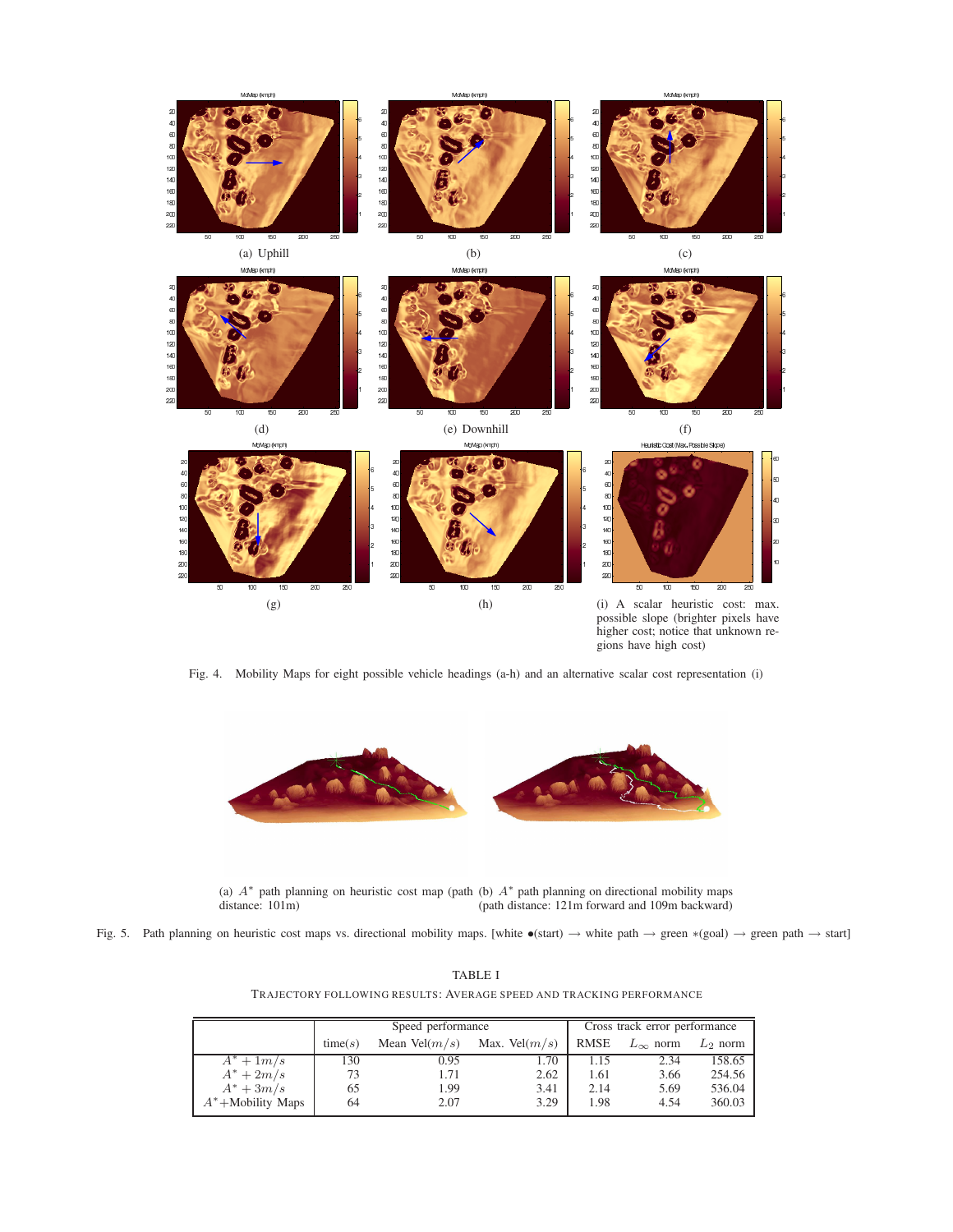(a) Uphill

(b)

(c)

(d)

(e) Downhill

(f)

(g)

(h)

(i) A scalar heuristic cost: max. possible slope (brighter pixels have higher cost; notice that unknown regions have high cost)

Fig. 4. Mobility Maps for eight possible vehicle headings (a-h) and an alternative scalar cost representation (i)

(a) $A^*$ path planning on heuristic cost map (path distance: 101m)

(b) $A^*$ path planning on directional mobility maps (path distance: 121m forward and 109m backward)

Fig. 5. Path planning on heuristic cost maps vs. directional mobility maps. [white •(start) → white path → green ∗(goal) → green path → start]

TABLE I

TRAJECTORY FOLLOWING RESULTS: AVERAGE SPEED AND TRACKING PERFORMANCE

| | Speed performance | | | Cross track error performance | | |
|---|---|---|---|---|---|---|
| | time($s$) | Mean Vel($m/s$) | Max. Vel($m/s$) | RMSE | $L_\infty$ norm | $L_2$ norm |
| $A^* + 1m/s$ | 130 | 0.95 | 1.70 | 1.15 | 2.34 | 158.65 |
| $A^* + 2m/s$ | 73 | 1.71 | 2.62 | 1.61 | 3.66 | 254.56 |
| $A^* + 3m/s$ | 65 | 1.99 | 3.41 | 2.14 | 5.69 | 536.04 |
| $A^*$+Mobility Maps | 64 | 2.07 | 3.29 | 1.98 | 4.54 | 360.03 |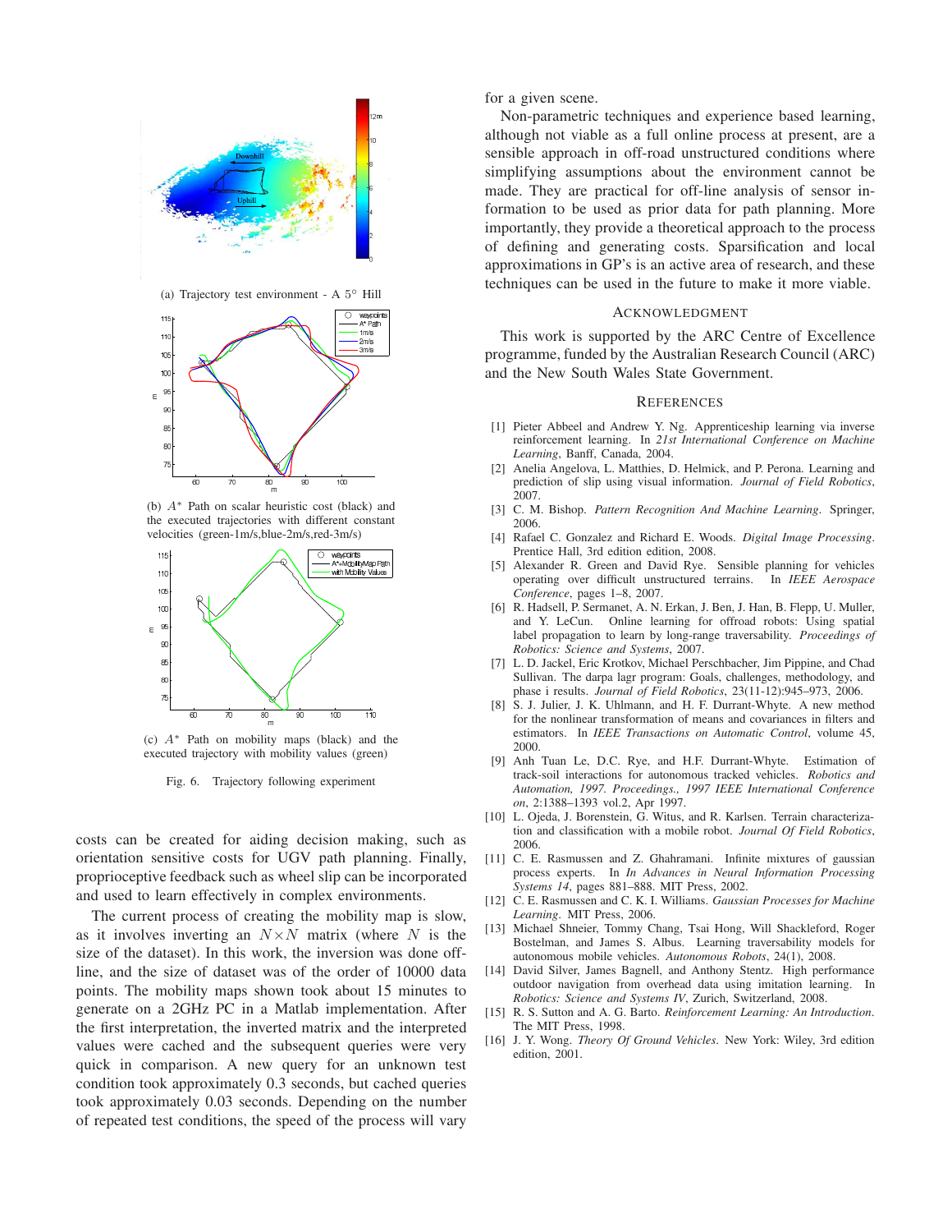(a) Trajectory test environment - A 5° Hill

(b) $A^*$ Path on scalar heuristic cost (black) and the executed trajectories with different constant velocities (green-1m/s,blue-2m/s,red-3m/s)

(c) $A^*$ Path on mobility maps (black) and the executed trajectory with mobility values (green)

Fig. 6. Trajectory following experiment

costs can be created for aiding decision making, such as orientation sensitive costs for UGV path planning. Finally, proprioceptive feedback such as wheel slip can be incorporated and used to learn effectively in complex environments.

The current process of creating the mobility map is slow, as it involves inverting an $N \times N$ matrix (where $N$ is the size of the dataset). In this work, the inversion was done off-line, and the size of dataset was of the order of 10000 data points. The mobility maps shown took about 15 minutes to generate on a 2GHz PC in a Matlab implementation. After the first interpretation, the inverted matrix and the interpreted values were cached and the subsequent queries were very quick in comparison. A new query for an unknown test condition took approximately 0.3 seconds, but cached queries took approximately 0.03 seconds. Depending on the number of repeated test conditions, the speed of the process will vary for a given scene.

Non-parametric techniques and experience based learning, although not viable as a full online process at present, are a sensible approach in off-road unstructured conditions where simplifying assumptions about the environment cannot be made. They are practical for off-line analysis of sensor information to be used as prior data for path planning. More importantly, they provide a theoretical approach to the process of defining and generating costs. Sparsification and local approximations in GP's is an active area of research, and these techniques can be used in the future to make it more viable.

## Acknowledgment

This work is supported by the ARC Centre of Excellence programme, funded by the Australian Research Council (ARC) and the New South Wales State Government.

## References

[1] Pieter Abbeel and Andrew Y. Ng. Apprenticeship learning via inverse reinforcement learning. In *21st International Conference on Machine Learning*, Banff, Canada, 2004.

[2] Anelia Angelova, L. Matthies, D. Helmick, and P. Perona. Learning and prediction of slip using visual information. *Journal of Field Robotics*, 2007.

[3] C. M. Bishop. *Pattern Recognition And Machine Learning*. Springer, 2006.

[4] Rafael C. Gonzalez and Richard E. Woods. *Digital Image Processing*. Prentice Hall, 3rd edition edition, 2008.

[5] Alexander R. Green and David Rye. Sensible planning for vehicles operating over difficult unstructured terrains. In *IEEE Aerospace Conference*, pages 1–8, 2007.

[6] R. Hadsell, P. Sermanet, A. N. Erkan, J. Ben, J. Han, B. Flepp, U. Muller, and Y. LeCun. Online learning for offroad robots: Using spatial label propagation to learn by long-range traversability. *Proceedings of Robotics: Science and Systems*, 2007.

[7] L. D. Jackel, Eric Krotkov, Michael Perschbacher, Jim Pippine, and Chad Sullivan. The darpa lagr program: Goals, challenges, methodology, and phase i results. *Journal of Field Robotics*, 23(11-12):945–973, 2006.

[8] S. J. Julier, J. K. Uhlmann, and H. F. Durrant-Whyte. A new method for the nonlinear transformation of means and covariances in filters and estimators. In *IEEE Transactions on Automatic Control*, volume 45, 2000.

[9] Anh Tuan Le, D.C. Rye, and H.F. Durrant-Whyte. Estimation of track-soil interactions for autonomous tracked vehicles. *Robotics and Automation, 1997. Proceedings., 1997 IEEE International Conference on*, 2:1388–1393 vol.2, Apr 1997.

[10] L. Ojeda, J. Borenstein, G. Witus, and R. Karlsen. Terrain characterization and classification with a mobile robot. *Journal Of Field Robotics*, 2006.

[11] C. E. Rasmussen and Z. Ghahramani. Infinite mixtures of gaussian process experts. In *In Advances in Neural Information Processing Systems 14*, pages 881–888. MIT Press, 2002.

[12] C. E. Rasmussen and C. K. I. Williams. *Gaussian Processes for Machine Learning*. MIT Press, 2006.

[13] Michael Shneier, Tommy Chang, Tsai Hong, Will Shackleford, Roger Bostelman, and James S. Albus. Learning traversability models for autonomous mobile vehicles. *Autonomous Robots*, 24(1), 2008.

[14] David Silver, James Bagnell, and Anthony Stentz. High performance outdoor navigation from overhead data using imitation learning. In *Robotics: Science and Systems IV*, Zurich, Switzerland, 2008.

[15] R. S. Sutton and A. G. Barto. *Reinforcement Learning: An Introduction*. The MIT Press, 1998.

[16] J. Y. Wong. *Theory Of Ground Vehicles*. New York: Wiley, 3rd edition edition, 2001.